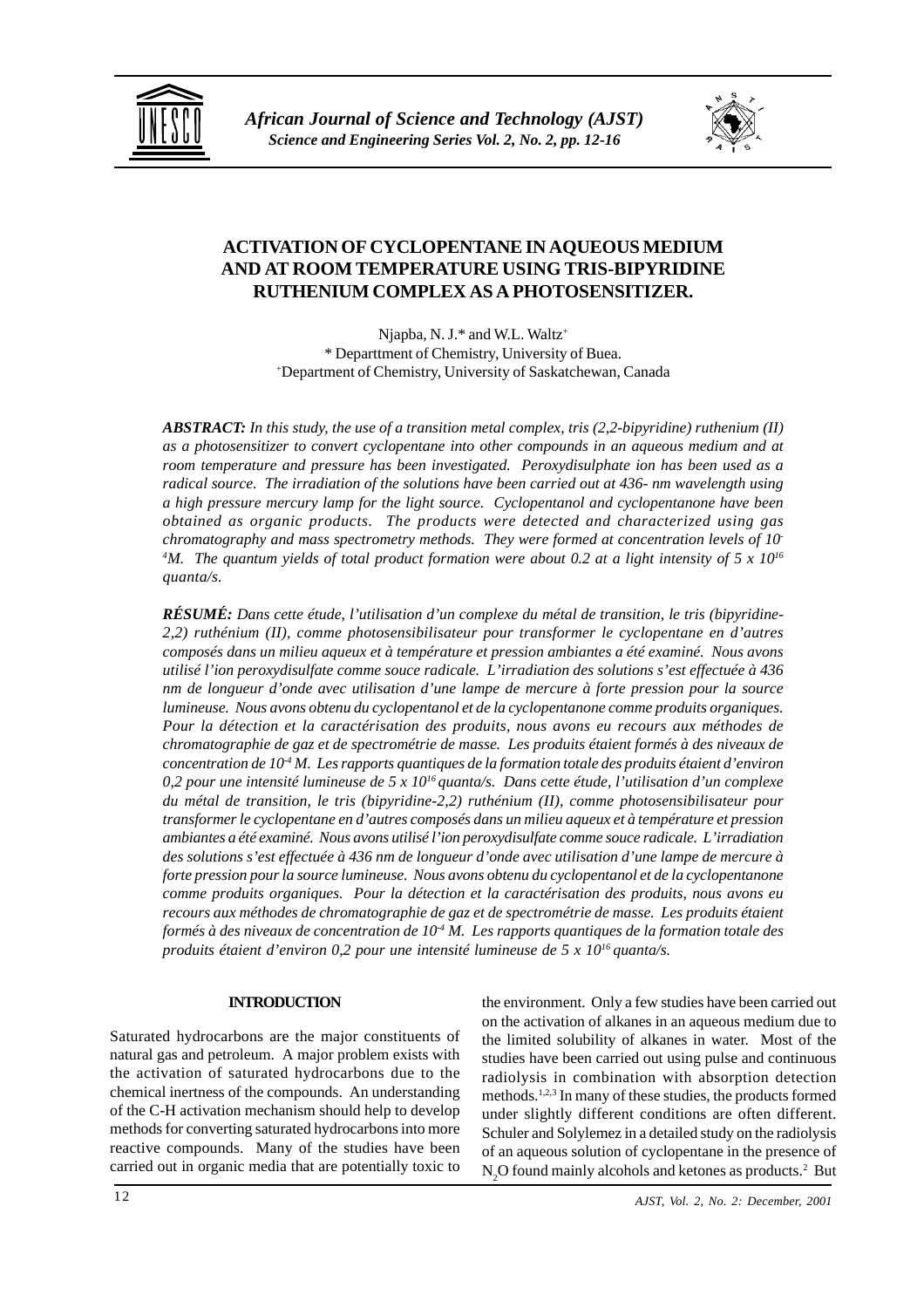# ACTIVATION OF CYCLOPENTANE IN AQUEOUS MEDIUM AND AT ROOM TEMPERATURE USING TRIS-BIPYRIDINE RUTHENIUM COMPLEX AS A PHOTOSENSITIZER.

Njapba, N. J.* and W.L. Waltz[+]

\* Departtment of Chemistry, University of Buea.

[+]Department of Chemistry, University of Saskatchewan, Canada

***ABSTRACT:*** *In this study, the use of a transition metal complex, tris (2,2-bipyridine) ruthenium (II) as a photosensitizer to convert cyclopentane into other compounds in an aqueous medium and at room temperature and pressure has been investigated. Peroxydisulphate ion has been used as a radical source. The irradiation of the solutions have been carried out at 436- nm wavelength using a high pressure mercury lamp for the light source. Cyclopentanol and cyclopentanone have been obtained as organic products. The products were detected and characterized using gas chromatography and mass spectrometry methods. They were formed at concentration levels of $10^{-4}$M. The quantum yields of total product formation were about 0.2 at a light intensity of 5 x $10^{16}$ quanta/s.*

***RÉSUMÉ:*** *Dans cette étude, l'utilisation d'un complexe du métal de transition, le tris (bipyridine-2,2) ruthénium (II), comme photosensibilisateur pour transformer le cyclopentane en d'autres composés dans un milieu aqueux et à température et pression ambiantes a été examiné. Nous avons utilisé l'ion peroxydisulfate comme souce radicale. L'irradiation des solutions s'est effectuée à 436 nm de longueur d'onde avec utilisation d'une lampe de mercure à forte pression pour la source lumineuse. Nous avons obtenu du cyclopentanol et de la cyclopentanone comme produits organiques. Pour la détection et la caractérisation des produits, nous avons eu recours aux méthodes de chromatographie de gaz et de spectrométrie de masse. Les produits étaient formés à des niveaux de concentration de $10^{-4}$ M. Les rapports quantiques de la formation totale des produits étaient d'environ 0,2 pour une intensité lumineuse de 5 x $10^{16}$ quanta/s. Dans cette étude, l'utilisation d'un complexe du métal de transition, le tris (bipyridine-2,2) ruthénium (II), comme photosensibilisateur pour transformer le cyclopentane en d'autres composés dans un milieu aqueux et à température et pression ambiantes a été examiné. Nous avons utilisé l'ion peroxydisulfate comme souce radicale. L'irradiation des solutions s'est effectuée à 436 nm de longueur d'onde avec utilisation d'une lampe de mercure à forte pression pour la source lumineuse. Nous avons obtenu du cyclopentanol et de la cyclopentanone comme produits organiques. Pour la détection et la caractérisation des produits, nous avons eu recours aux méthodes de chromatographie de gaz et de spectrométrie de masse. Les produits étaient formés à des niveaux de concentration de $10^{-4}$ M. Les rapports quantiques de la formation totale des produits étaient d'environ 0,2 pour une intensité lumineuse de 5 x $10^{16}$ quanta/s.*

## INTRODUCTION

Saturated hydrocarbons are the major constituents of natural gas and petroleum. A major problem exists with the activation of saturated hydrocarbons due to the chemical inertness of the compounds. An understanding of the C-H activation mechanism should help to develop methods for converting saturated hydrocarbons into more reactive compounds. Many of the studies have been carried out in organic media that are potentially toxic to the environment. Only a few studies have been carried out on the activation of alkanes in an aqueous medium due to the limited solubility of alkanes in water. Most of the studies have been carried out using pulse and continuous radiolysis in combination with absorption detection methods.[1,2,3] In many of these studies, the products formed under slightly different conditions are often different. Schuler and Solylemez in a detailed study on the radiolysis of an aqueous solution of cyclopentane in the presence of $N_2O$ found mainly alcohols and ketones as products.[2] But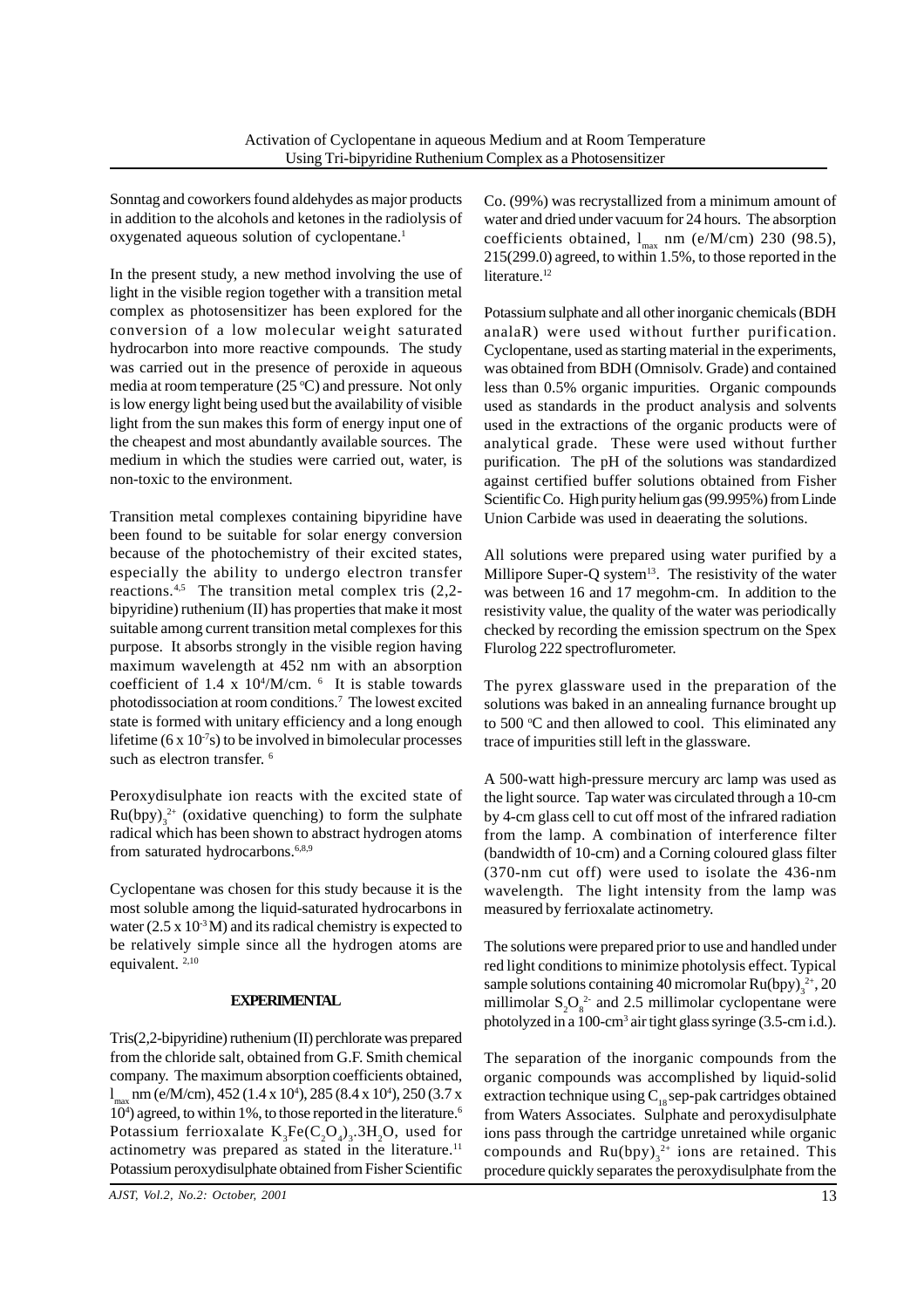Sonntag and coworkers found aldehydes as major products in addition to the alcohols and ketones in the radiolysis of oxygenated aqueous solution of cyclopentane.[1]

In the present study, a new method involving the use of light in the visible region together with a transition metal complex as photosensitizer has been explored for the conversion of a low molecular weight saturated hydrocarbon into more reactive compounds. The study was carried out in the presence of peroxide in aqueous media at room temperature (25 °C) and pressure. Not only is low energy light being used but the availability of visible light from the sun makes this form of energy input one of the cheapest and most abundantly available sources. The medium in which the studies were carried out, water, is non-toxic to the environment.

Transition metal complexes containing bipyridine have been found to be suitable for solar energy conversion because of the photochemistry of their excited states, especially the ability to undergo electron transfer reactions.[4,5] The transition metal complex tris (2,2-bipyridine) ruthenium (II) has properties that make it most suitable among current transition metal complexes for this purpose. It absorbs strongly in the visible region having maximum wavelength at 452 nm with an absorption coefficient of $1.4 \times 10^4$/M/cm. [6] It is stable towards photodissociation at room conditions.[7] The lowest excited state is formed with unitary efficiency and a long enough lifetime ($6 \times 10^{-7}$s) to be involved in bimolecular processes such as electron transfer. [6]

Peroxydisulphate ion reacts with the excited state of $Ru(bpy)_3^{2+}$ (oxidative quenching) to form the sulphate radical which has been shown to abstract hydrogen atoms from saturated hydrocarbons.[6,8,9]

Cyclopentane was chosen for this study because it is the most soluble among the liquid-saturated hydrocarbons in water ($2.5 \times 10^{-3}$ M) and its radical chemistry is expected to be relatively simple since all the hydrogen atoms are equivalent. [2,10]

## EXPERIMENTAL

Tris(2,2-bipyridine) ruthenium (II) perchlorate was prepared from the chloride salt, obtained from G.F. Smith chemical company. The maximum absorption coefficients obtained, $\lambda_{max}$ nm (e/M/cm), 452 ($1.4 \times 10^4$), 285 ($8.4 \times 10^4$), 250 ($3.7 \times 10^4$) agreed, to within 1%, to those reported in the literature.[6] Potassium ferrioxalate $K_3Fe(C_2O_4)_3.3H_2O$, used for actinometry was prepared as stated in the literature.[11] Potassium peroxydisulphate obtained from Fisher Scientific Co. (99%) was recrystallized from a minimum amount of water and dried under vacuum for 24 hours. The absorption coefficients obtained, $\lambda_{max}$ nm (e/M/cm) 230 (98.5), 215(299.0) agreed, to within 1.5%, to those reported in the literature.[12]

Potassium sulphate and all other inorganic chemicals (BDH analaR) were used without further purification. Cyclopentane, used as starting material in the experiments, was obtained from BDH (Omnisolv. Grade) and contained less than 0.5% organic impurities. Organic compounds used as standards in the product analysis and solvents used in the extractions of the organic products were of analytical grade. These were used without further purification. The pH of the solutions was standardized against certified buffer solutions obtained from Fisher Scientific Co. High purity helium gas (99.995%) from Linde Union Carbide was used in deaerating the solutions.

All solutions were prepared using water purified by a Millipore Super-Q system[13]. The resistivity of the water was between 16 and 17 megohm-cm. In addition to the resistivity value, the quality of the water was periodically checked by recording the emission spectrum on the Spex Flurolog 222 spectroflurometer.

The pyrex glassware used in the preparation of the solutions was baked in an annealing furnance brought up to 500 °C and then allowed to cool. This eliminated any trace of impurities still left in the glassware.

A 500-watt high-pressure mercury arc lamp was used as the light source. Tap water was circulated through a 10-cm by 4-cm glass cell to cut off most of the infrared radiation from the lamp. A combination of interference filter (bandwidth of 10-cm) and a Corning coloured glass filter (370-nm cut off) were used to isolate the 436-nm wavelength. The light intensity from the lamp was measured by ferrioxalate actinometry.

The solutions were prepared prior to use and handled under red light conditions to minimize photolysis effect. Typical sample solutions containing 40 micromolar $Ru(bpy)_3^{2+}$, 20 millimolar $S_2O_8^{2-}$ and 2.5 millimolar cyclopentane were photolyzed in a 100-cm$^3$ air tight glass syringe (3.5-cm i.d.).

The separation of the inorganic compounds from the organic compounds was accomplished by liquid-solid extraction technique using $C_{18}$ sep-pak cartridges obtained from Waters Associates. Sulphate and peroxydisulphate ions pass through the cartridge unretained while organic compounds and $Ru(bpy)_3^{2+}$ ions are retained. This procedure quickly separates the peroxydisulphate from the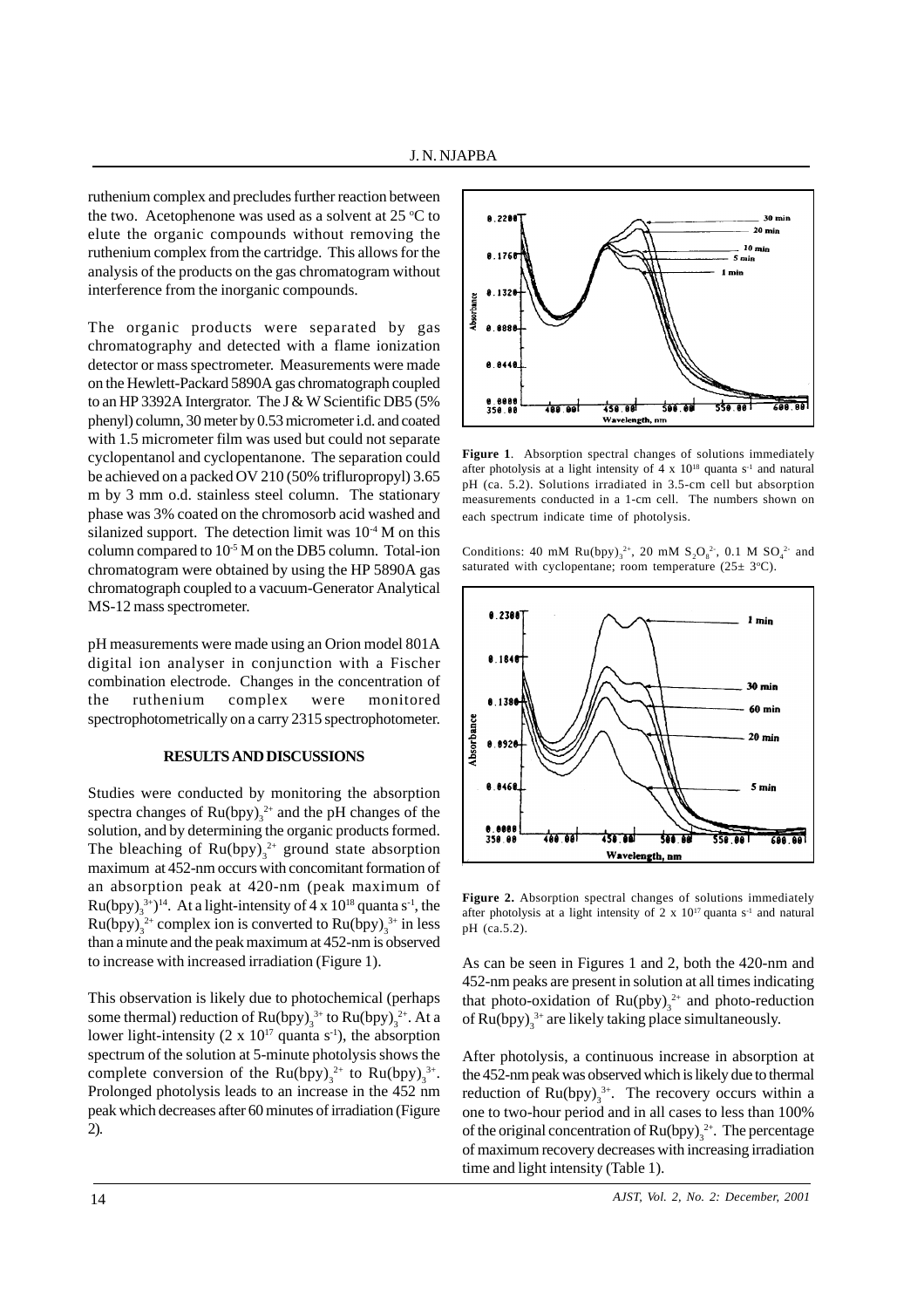ruthenium complex and precludes further reaction between the two. Acetophenone was used as a solvent at 25 °C to elute the organic compounds without removing the ruthenium complex from the cartridge. This allows for the analysis of the products on the gas chromatogram without interference from the inorganic compounds.

The organic products were separated by gas chromatography and detected with a flame ionization detector or mass spectrometer. Measurements were made on the Hewlett-Packard 5890A gas chromatograph coupled to an HP 3392A Intergrator. The J & W Scientific DB5 (5% phenyl) column, 30 meter by 0.53 micrometer i.d. and coated with 1.5 micrometer film was used but could not separate cyclopentanol and cyclopentanone. The separation could be achieved on a packed OV 210 (50% triflurompropyl) 3.65 m by 3 mm o.d. stainless steel column. The stationary phase was 3% coated on the chromosorb acid washed and silanized support. The detection limit was $10^{-4}$ M on this column compared to $10^{-5}$ M on the DB5 column. Total-ion chromatogram were obtained by using the HP 5890A gas chromatograph coupled to a vacuum-Generator Analytical MS-12 mass spectrometer.

pH measurements were made using an Orion model 801A digital ion analyser in conjunction with a Fischer combination electrode. Changes in the concentration of the ruthenium complex were monitored spectrophotometrically on a carry 2315 spectrophotometer.

## RESULTS AND DISCUSSIONS

Studies were conducted by monitoring the absorption spectra changes of $Ru(bpy)_3^{2+}$ and the pH changes of the solution, and by determining the organic products formed. The bleaching of $Ru(bpy)_3^{2+}$ ground state absorption maximum at 452-nm occurs with concomitant formation of an absorption peak at 420-nm (peak maximum of $Ru(bpy)_3^{3+}$)[14]. At a light-intensity of $4 \times 10^{18}$ quanta $s^{-1}$, the $Ru(bpy)_3^{2+}$ complex ion is converted to $Ru(bpy)_3^{3+}$ in less than a minute and the peak maximum at 452-nm is observed to increase with increased irradiation (Figure 1).

This observation is likely due to photochemical (perhaps some thermal) reduction of $Ru(bpy)_3^{3+}$ to $Ru(bpy)_3^{2+}$. At a lower light-intensity ($2 \times 10^{17}$ quanta $s^{-1}$), the absorption spectrum of the solution at 5-minute photolysis shows the complete conversion of the $Ru(bpy)_3^{2+}$ to $Ru(bpy)_3^{3+}$. Prolonged photolysis leads to an increase in the 452 nm peak which decreases after 60 minutes of irradiation (Figure 2).

**Figure 1**. Absorption spectral changes of solutions immediately after photolysis at a light intensity of $4 \times 10^{18}$ quanta $s^{-1}$ and natural pH (ca. 5.2). Solutions irradiated in 3.5-cm cell but absorption measurements conducted in a 1-cm cell. The numbers shown on each spectrum indicate time of photolysis.

Conditions: 40 mM $Ru(bpy)_3^{2+}$, 20 mM $S_2O_8^{2-}$, 0.1 M $SO_4^{2-}$ and saturated with cyclopentane; room temperature (25± 3°C).

**Figure 2.** Absorption spectral changes of solutions immediately after photolysis at a light intensity of $2 \times 10^{17}$ quanta $s^{-1}$ and natural pH (ca.5.2).

As can be seen in Figures 1 and 2, both the 420-nm and 452-nm peaks are present in solution at all times indicating that photo-oxidation of $Ru(pby)_3^{2+}$ and photo-reduction of $Ru(bpy)_3^{3+}$ are likely taking place simultaneously.

After photolysis, a continuous increase in absorption at the 452-nm peak was observed which is likely due to thermal reduction of $Ru(bpy)_3^{3+}$. The recovery occurs within a one to two-hour period and in all cases to less than 100% of the original concentration of $Ru(bpy)_3^{2+}$. The percentage of maximum recovery decreases with increasing irradiation time and light intensity (Table 1).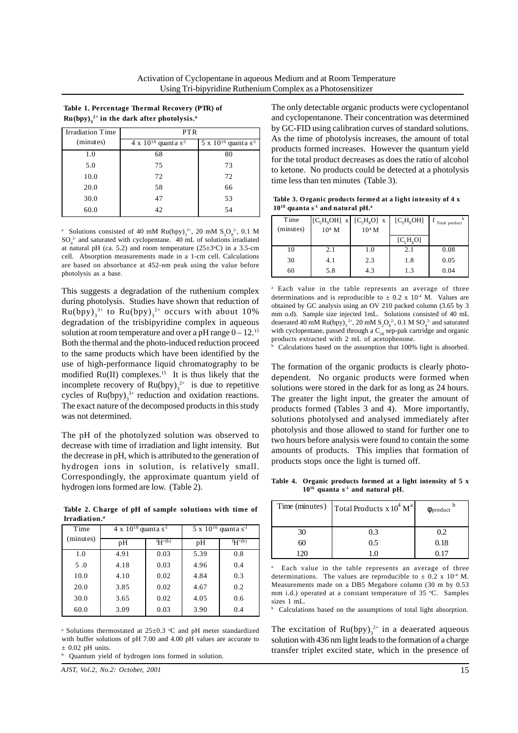**Table 1. Percentage Thermal Recovery (PTR) of $Ru(bpy)_3^{2+}$ in the dark after photolysis.[a]**

| Irradiation Time (minutes) | PTR | |
|---|---|---|
| | $4 \times 10^{18}$ quanta $s^{-1}$ | $5 \times 10^{16}$ quanta $s^{-1}$ |
| 1.0 | 68 | 80 |
| 5.0 | 75 | 73 |
| 10.0 | 72 | 72 |
| 20.0 | 58 | 66 |
| 30.0 | 47 | 53 |
| 60.0 | 42 | 54 |

[a] Solutions consisted of 40 mM $Ru(bpy)_3^{2+}$, 20 mM $S_2O_8^{2-}$, 0.1 M $SO_4^{2-}$ and saturated with cyclopentane. 40 mL of solutions irradiated at natural pH (ca. 5.2) and room temperature (25±3°C) in a 3.5-cm cell. Absorption measurements made in a 1-cm cell. Calculations are based on absorbance at 452-nm peak using the value before photolysis as a base.

This suggests a degradation of the ruthenium complex during photolysis. Studies have shown that reduction of $Ru(bpy)_3^{3+}$ to $Ru(bpy)_3^{2+}$ occurs with about 10% degradation of the trisbipyridine complex in aqueous solution at room temperature and over a pH range 0 – 12.[15] Both the thermal and the photo-induced reduction proceed to the same products which have been identified by the use of high-performance liquid chromatography to be modified Ru(II) complexes.[15] It is thus likely that the incomplete recovery of $Ru(bpy)_3^{2+}$ is due to repetitive cycles of $Ru(bpy)_3^{3+}$ reduction and oxidation reactions. The exact nature of the decomposed products in this study was not determined.

The pH of the photolyzed solution was observed to decrease with time of irradiation and light intensity. But the decrease in pH, which is attributed to the generation of hydrogen ions in solution, is relatively small. Correspondingly, the approximate quantum yield of hydrogen ions formed are low. (Table 2).

**Table 2. Charge of pH of sample solutions with time of Irradiation.[a]**

| Time (minutes) | $4 \times 10^{18}$ quanta $s^{-1}$ | | $5 \times 10^{16}$ quanta $s^{-1}$ | |
|---|---|---|---|---|
| | pH | $f_{H^+}$[b] | pH | $f_{H^+}$[b] |
| 1.0 | 4.91 | 0.03 | 5.39 | 0.8 |
| 5 .0 | 4.18 | 0.03 | 4.96 | 0.4 |
| 10.0 | 4.10 | 0.02 | 4.84 | 0.3 |
| 20.0 | 3.85 | 0.02 | 4.67 | 0.2 |
| 30.0 | 3.65 | 0.02 | 4.05 | 0.6 |
| 60.0 | 3.09 | 0.03 | 3.90 | 0.4 |

[a] Solutions thermostated at 25±0.3 °C and pH meter standardized with buffer solutions of pH 7.00 and 4.00 pH values are accurate to ± 0.02 pH units.

[b] Quantum yield of hydrogen ions formed in solution.

The only detectable organic products were cyclopentanol and cyclopentanone. Their concentration was determined by GC-FID using calibration curves of standard solutions. As the time of photolysis increases, the amount of total products formed increases. However the quantum yield for the total product decreases as does the ratio of alcohol to ketone. No products could be detected at a photolysis time less than ten minutes (Table 3).

**Table 3. Organic products formed at a light intensity of $4 \times 10^{18}$ quanta $s^{-1}$ and natural pH.[a]**

| Time (minutes) | $[C_5H_9OH] \times 10^4$ M | $[C_5H_8O] \times 10^4$ M | $[C_5H_9OH]$ / $[C_5H_8O]$ | $f_{Total\ product}$[b] |
|---|---|---|---|---|
| 10 | 2.1 | 1.0 | 2.1 | 0.08 |
| 30 | 4.1 | 2.3 | 1.8 | 0.05 |
| 60 | 5.8 | 4.3 | 1.3 | 0.04 |

[a] Each value in the table represents an average of three determinations and is reproducible to ± 0.2 x $10^{-4}$ M. Values are obtained by GC analysis using an OV 210 packed column (3.65 by 3 mm o.d). Sample size injected 1mL. Solutions consisted of 40 mL deaerated 40 mM $Ru(bpy)_3^{2+}$, 20 mM $S_2O_8^{2-}$, 0.1 M $SO_4^{2-}$ and saturated with cyclopentane, passed through a $C_{18}$ sep-pak cartridge and organic products extracted with 2 mL of acetophenone.

[b] Calculations based on the assumption that 100% light is absorbed.

The formation of the organic products is clearly photo-dependent. No organic products were formed when solutions were stored in the dark for as long as 24 hours. The greater the light input, the greater the amount of products formed (Tables 3 and 4). More importantly, solutions photolysed and analysed immediately after photolysis and those allowed to stand for further one to two hours before analysis were found to contain the some amounts of products. This implies that formation of products stops once the light is turned off.

**Table 4. Organic products formed at a light intensity of $5 \times 10^{16}$ quanta $s^{-1}$ and natural pH.**

| Time (minutes) | Total Products $\times 10^4$ M[a] | $\phi_{product}$[b] |
|---|---|---|
| 30 | 0.3 | 0.2 |
| 60 | 0.5 | 0.18 |
| 120 | 1.0 | 0.17 |

[a] Each value in the table represents an average of three determinations. The values are reproducible to ± 0.2 x $10^{-4}$ M. Measurements made on a DB5 Megabore column (30 m by 0.53 mm i.d.) operated at a constant temperature of 35 °C. Samples sizes 1 mL.

[b] Calculations based on the assumptions of total light absorption.

The excitation of $Ru(bpy)_3^{2+}$ in a deaerated aqueous solution with 436 nm light leads to the formation of a charge transfer triplet excited state, which in the presence of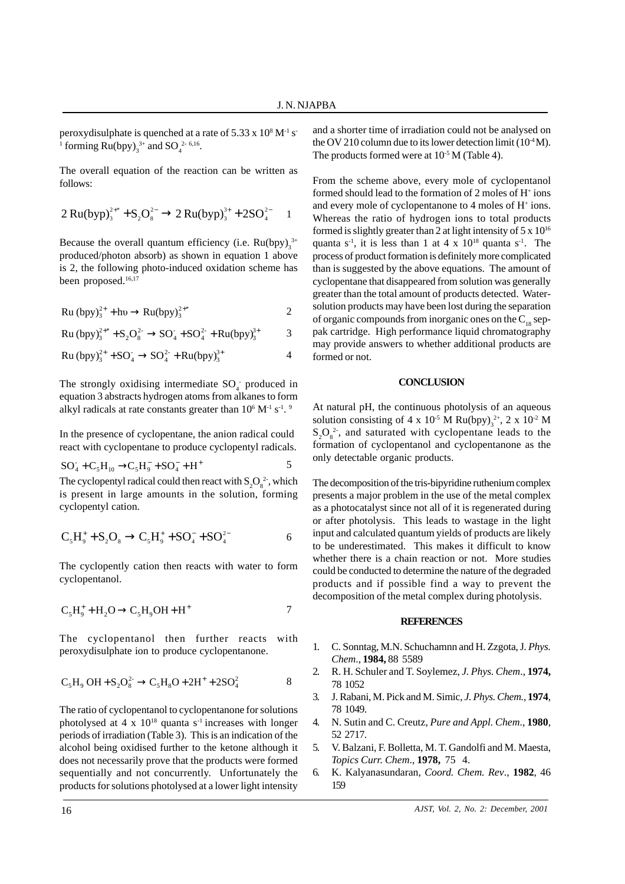peroxydisulphate is quenched at a rate of $5.33 \times 10^{8}$ $M^{-1}$ $s^{-1}$ forming $Ru(bpy)_3^{3+}$ and $SO_4^{2-}$ [6,16].

The overall equation of the reaction can be written as follows:

$$2\,Ru(byp)_3^{2+*} + S_2O_8^{2-} \rightarrow 2\,Ru(byp)_3^{3+} + 2SO_4^{2-} \quad 1$$

Because the overall quantum efficiency (i.e. $Ru(bpy)_3^{3+}$ produced/photon absorb) as shown in equation 1 above is 2, the following photo-induced oxidation scheme has been proposed.[16,17]

$$Ru\,(bpy)_3^{2+} + h\upsilon \rightarrow Ru(bpy)_3^{2+*} \quad 2$$

$$Ru\,(bpy)_3^{2+*} + S_2O_8^{2-} \rightarrow SO_4^{-} + SO_4^{2-} + Ru(bpy)_3^{3+} \quad 3$$

$$Ru\,(bpy)_3^{2+} + SO_4^{-} \rightarrow SO_4^{2-} + Ru(bpy)_3^{3+} \quad 4$$

The strongly oxidising intermediate $SO_4^{-}$ produced in equation 3 abstracts hydrogen atoms from alkanes to form alkyl radicals at rate constants greater than $10^{6}$ $M^{-1}$ $s^{-1}$. [9]

In the presence of cyclopentane, the anion radical could react with cyclopentane to produce cyclopentyl radicals.

$$SO_4^{-} + C_5H_{10} \rightarrow C_5H_9^{-} + SO_4^{-} + H^{+} \quad 5$$

The cyclopentyl radical could then react with $S_2O_8^{2-}$, which is present in large amounts in the solution, forming cyclopentyl cation.

$$C_5H_9^{+} + S_2O_8 \rightarrow C_5H_9^{+} + SO_4^{-} + SO_4^{2-} \quad 6$$

The cyclopently cation then reacts with water to form cyclopentanol.

$$C_5H_9^{+} + H_2O \rightarrow C_5H_9OH + H^{+} \quad 7$$

The cyclopentanol then further reacts with peroxydisulphate ion to produce cyclopentanone.

$$C_5H_9\,OH + S_2O_8^{2-} \rightarrow C_5H_8O + 2H^{+} + 2SO_4^{2} \quad 8$$

The ratio of cyclopentanol to cyclopentanone for solutions photolysed at $4 \times 10^{18}$ quanta $s^{-1}$ increases with longer periods of irradiation (Table 3). This is an indication of the alcohol being oxidised further to the ketone although it does not necessarily prove that the products were formed sequentially and not concurrently. Unfortunately the products for solutions photolysed at a lower light intensity and a shorter time of irradiation could not be analysed on the OV 210 column due to its lower detection limit ($10^{-4}$ M). The products formed were at $10^{-5}$ M (Table 4).

From the scheme above, every mole of cyclopentanol formed should lead to the formation of 2 moles of $H^{+}$ ions and every mole of cyclopentanone to 4 moles of $H^{+}$ ions. Whereas the ratio of hydrogen ions to total products formed is slightly greater than 2 at light intensity of $5 \times 10^{16}$ quanta $s^{-1}$, it is less than 1 at $4 \times 10^{18}$ quanta $s^{-1}$. The process of product formation is definitely more complicated than is suggested by the above equations. The amount of cyclopentane that disappeared from solution was generally greater than the total amount of products detected. Water-solution products may have been lost during the separation of organic compounds from inorganic ones on the $C_{18}$ sep-pak cartridge. High performance liquid chromatography may provide answers to whether additional products are formed or not.

## CONCLUSION

At natural pH, the continuous photolysis of an aqueous solution consisting of $4 \times 10^{-5}$ M $Ru(bpy)_3^{2+}$, $2 \times 10^{-2}$ M $S_2O_8^{2-}$, and saturated with cyclopentane leads to the formation of cyclopentanol and cyclopentanone as the only detectable organic products.

The decomposition of the tris-bipyridine ruthenium complex presents a major problem in the use of the metal complex as a photocatalyst since not all of it is regenerated during or after photolysis. This leads to wastage in the light input and calculated quantum yields of products are likely to be underestimated. This makes it difficult to know whether there is a chain reaction or not. More studies could be conducted to determine the nature of the degraded products and if possible find a way to prevent the decomposition of the metal complex during photolysis.

## REFERENCES

1. C. Sonntag, M.N. Schuchamnn and H. Zzgota, J. *Phys. Chem*., **1984,** 88 5589
2. R. H. Schuler and T. Soylemez, *J. Phys. Chem*., **1974,** 78 1052
3. J. Rabani, M. Pick and M. Simic, *J. Phys. Chem.*, **1974**, 78 1049.
4. N. Sutin and C. Creutz, *Pure and Appl. Chem*., **1980**, 52 2717.
5. V. Balzani, F. Bolletta, M. T. Gandolfi and M. Maesta, *Topics Curr. Chem*., **1978,** 75 4.
6. K. Kalyanasundaran, *Coord. Chem. Rev*., **1982**, 46 159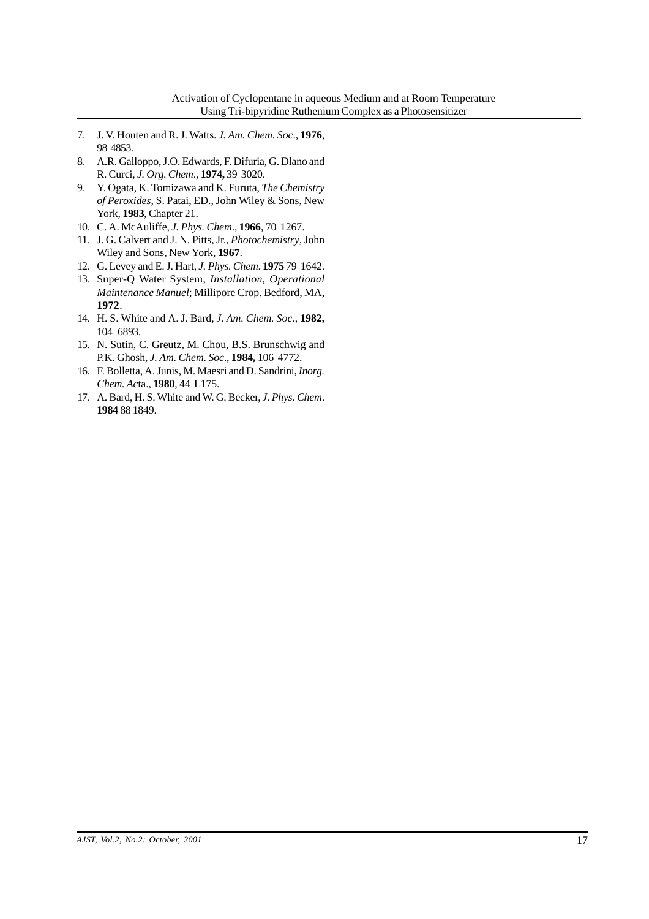7. J. V. Houten and R. J. Watts. *J. Am. Chem. Soc*., **1976**, 98 4853.
8. A.R. Galloppo, J.O. Edwards, F. Difuria, G. Dlano and R. Curci, *J. Org. Chem*., **1974,** 39 3020.
9. Y. Ogata, K. Tomizawa and K. Furuta, *The Chemistry of Peroxides*, S. Patai, ED., John Wiley & Sons, New York, **1983**, Chapter 21.
10. C. A. McAuliffe, *J. Phys. Chem*., **1966**, 70 1267.
11. J. G. Calvert and J. N. Pitts, Jr., *Photochemistry*, John Wiley and Sons, New York, **1967**.
12. G. Levey and E. J. Hart, *J. Phys. Chem*. **1975** 79 1642.
13. Super-Q Water System, *Installation, Operational Maintenance Manuel*; Millipore Crop. Bedford, MA, **1972**.
14. H. S. White and A. J. Bard, *J. Am. Chem. Soc*., **1982,** 104 6893.
15. N. Sutin, C. Greutz, M. Chou, B.S. Brunschwig and P.K. Ghosh, *J. Am. Chem. Soc*., **1984,** 106 4772.
16. F. Bolletta, A. Junis, M. Maesri and D. Sandrini, *Inorg. Chem. Ac*ta., **1980**, 44 L175.
17. A. Bard, H. S. White and W. G. Becker, *J. Phys. Chem*. **1984** 88 1849.